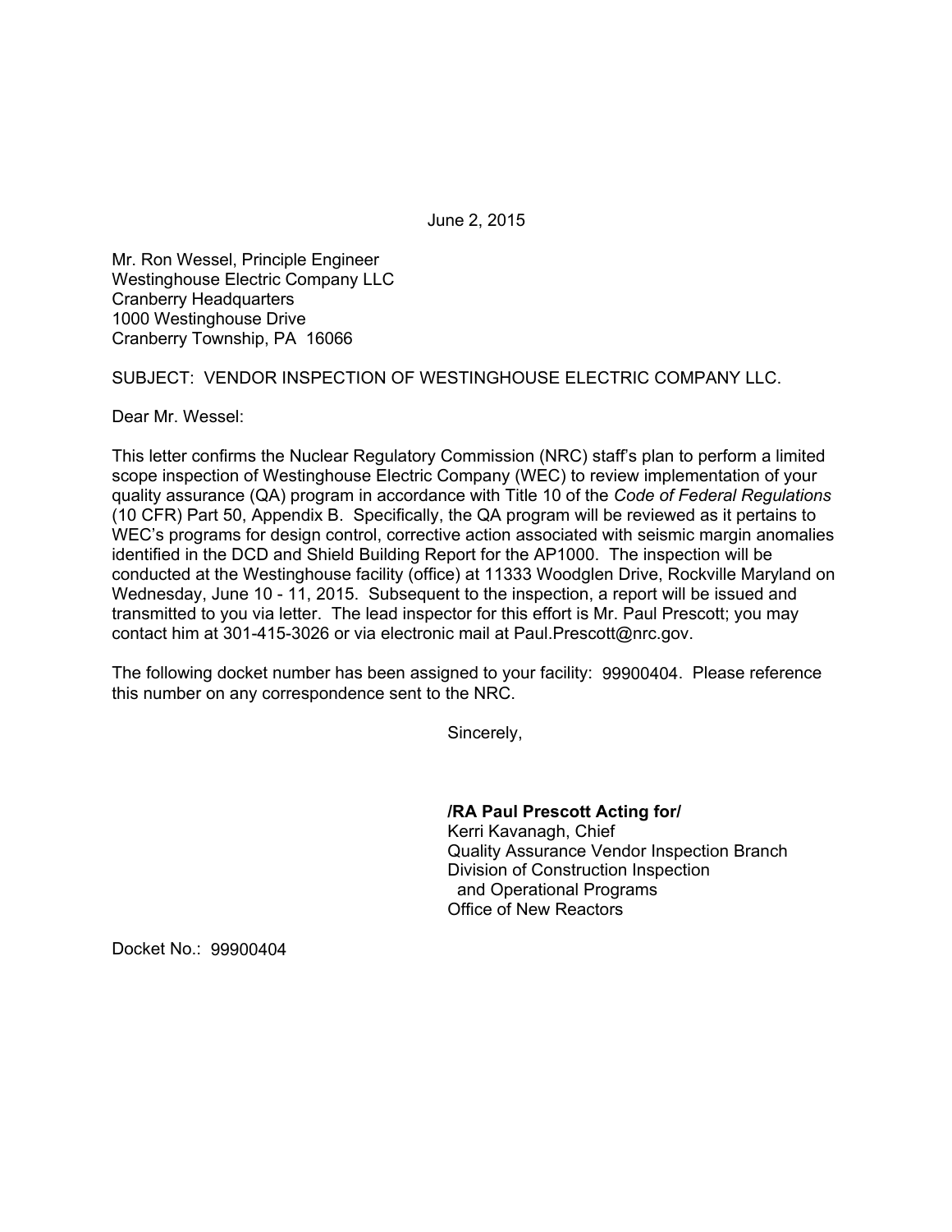June 2, 2015

Mr. Ron Wessel, Principle Engineer
Westinghouse Electric Company LLC
Cranberry Headquarters
1000 Westinghouse Drive
Cranberry Township, PA 16066

SUBJECT: VENDOR INSPECTION OF WESTINGHOUSE ELECTRIC COMPANY LLC.

Dear Mr. Wessel:

This letter confirms the Nuclear Regulatory Commission (NRC) staff's plan to perform a limited scope inspection of Westinghouse Electric Company (WEC) to review implementation of your quality assurance (QA) program in accordance with Title 10 of the *Code of Federal Regulations* (10 CFR) Part 50, Appendix B. Specifically, the QA program will be reviewed as it pertains to WEC's programs for design control, corrective action associated with seismic margin anomalies identified in the DCD and Shield Building Report for the AP1000. The inspection will be conducted at the Westinghouse facility (office) at 11333 Woodglen Drive, Rockville Maryland on Wednesday, June 10 - 11, 2015. Subsequent to the inspection, a report will be issued and transmitted to you via letter. The lead inspector for this effort is Mr. Paul Prescott; you may contact him at 301-415-3026 or via electronic mail at Paul.Prescott@nrc.gov.

The following docket number has been assigned to your facility: 99900404. Please reference this number on any correspondence sent to the NRC.

Sincerely,

**/RA Paul Prescott Acting for/**
Kerri Kavanagh, Chief
Quality Assurance Vendor Inspection Branch
Division of Construction Inspection
and Operational Programs
Office of New Reactors

Docket No.: 99900404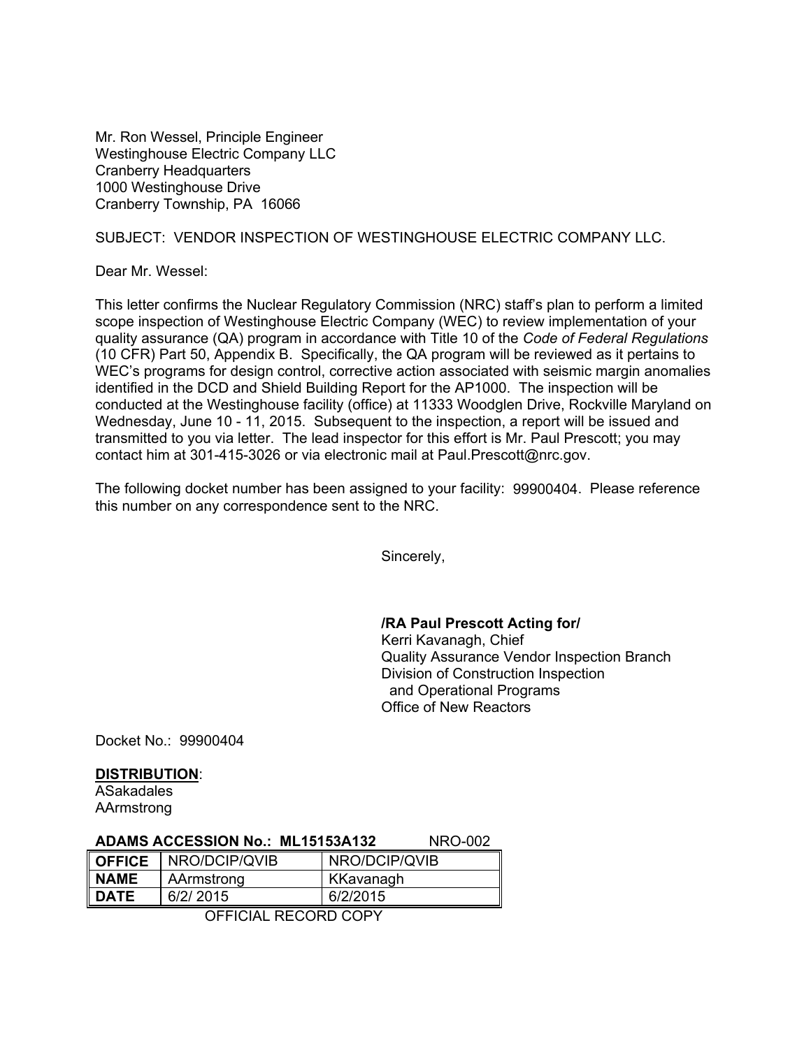Mr. Ron Wessel, Principle Engineer
Westinghouse Electric Company LLC
Cranberry Headquarters
1000 Westinghouse Drive
Cranberry Township, PA 16066

SUBJECT: VENDOR INSPECTION OF WESTINGHOUSE ELECTRIC COMPANY LLC.

Dear Mr. Wessel:

This letter confirms the Nuclear Regulatory Commission (NRC) staff's plan to perform a limited scope inspection of Westinghouse Electric Company (WEC) to review implementation of your quality assurance (QA) program in accordance with Title 10 of the *Code of Federal Regulations* (10 CFR) Part 50, Appendix B. Specifically, the QA program will be reviewed as it pertains to WEC's programs for design control, corrective action associated with seismic margin anomalies identified in the DCD and Shield Building Report for the AP1000. The inspection will be conducted at the Westinghouse facility (office) at 11333 Woodglen Drive, Rockville Maryland on Wednesday, June 10 - 11, 2015. Subsequent to the inspection, a report will be issued and transmitted to you via letter. The lead inspector for this effort is Mr. Paul Prescott; you may contact him at 301-415-3026 or via electronic mail at Paul.Prescott@nrc.gov.

The following docket number has been assigned to your facility: 99900404. Please reference this number on any correspondence sent to the NRC.

Sincerely,

**/RA Paul Prescott Acting for/**
Kerri Kavanagh, Chief
Quality Assurance Vendor Inspection Branch
Division of Construction Inspection
and Operational Programs
Office of New Reactors

Docket No.: 99900404

**DISTRIBUTION**:
ASakadales
AArmstrong

**ADAMS ACCESSION No.: ML15153A132** NRO-002

| | | |
|---|---|---|
| **OFFICE** | NRO/DCIP/QVIB | NRO/DCIP/QVIB |
| **NAME** | AArmstrong | KKavanagh |
| **DATE** | 6/2/ 2015 | 6/2/2015 |

OFFICIAL RECORD COPY